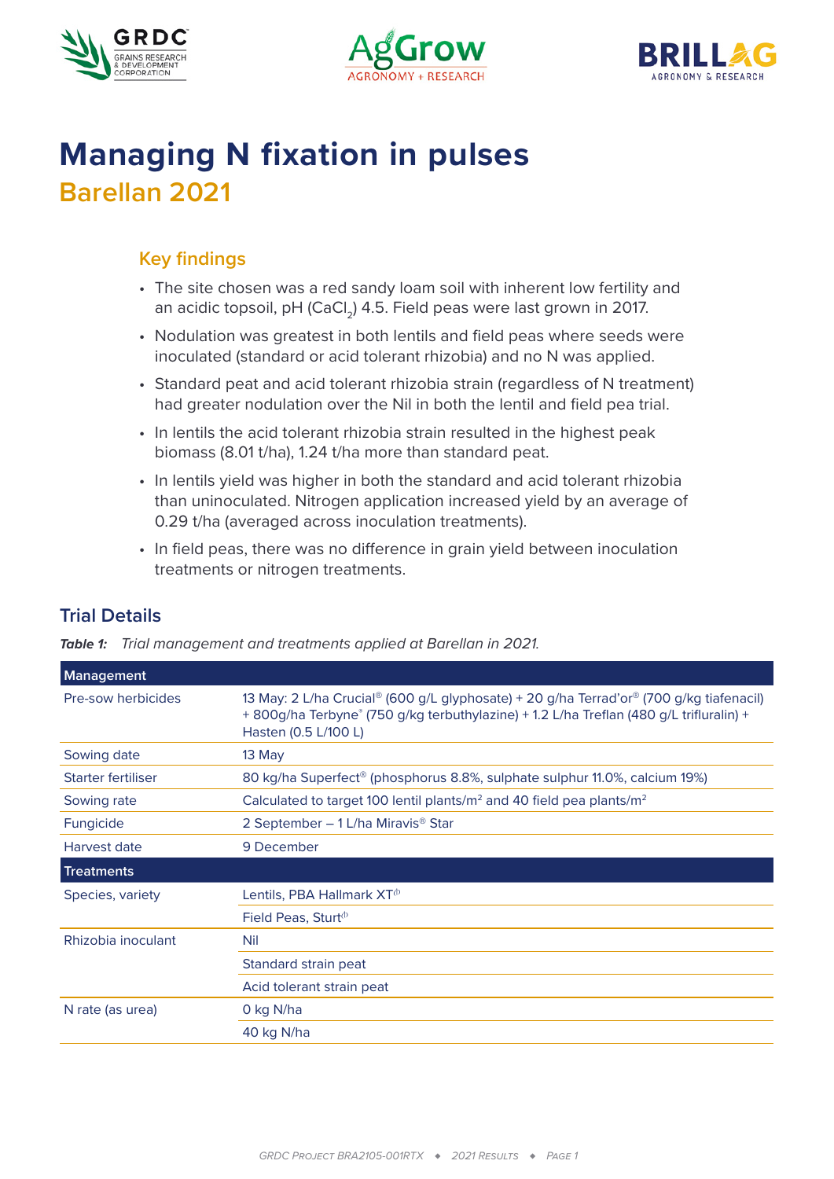# Managing N fixation in pulses

## Barellan 2021

### Key findings

- The site chosen was a red sandy loam soil with inherent low fertility and an acidic topsoil, pH ($CaCl_2$) 4.5. Field peas were last grown in 2017.
- Nodulation was greatest in both lentils and field peas where seeds were inoculated (standard or acid tolerant rhizobia) and no N was applied.
- Standard peat and acid tolerant rhizobia strain (regardless of N treatment) had greater nodulation over the Nil in both the lentil and field pea trial.
- In lentils the acid tolerant rhizobia strain resulted in the highest peak biomass (8.01 t/ha), 1.24 t/ha more than standard peat.
- In lentils yield was higher in both the standard and acid tolerant rhizobia than uninoculated. Nitrogen application increased yield by an average of 0.29 t/ha (averaged across inoculation treatments).
- In field peas, there was no difference in grain yield between inoculation treatments or nitrogen treatments.

## Trial Details

***Table 1:*** *Trial management and treatments applied at Barellan in 2021.*

| Management | |
|---|---|
| Pre-sow herbicides | 13 May: 2 L/ha Crucial® (600 g/L glyphosate) + 20 g/ha Terrad'or® (700 g/kg tiafenacil) + 800g/ha Terbyne® (750 g/kg terbuthylazine) + 1.2 L/ha Treflan (480 g/L trifluralin) + Hasten (0.5 L/100 L) |
| Sowing date | 13 May |
| Starter fertiliser | 80 kg/ha Superfect® (phosphorus 8.8%, sulphate sulphur 11.0%, calcium 19%) |
| Sowing rate | Calculated to target 100 lentil plants/m² and 40 field pea plants/m² |
| Fungicide | 2 September – 1 L/ha Miravis® Star |
| Harvest date | 9 December |
| **Treatments** | |
| Species, variety | Lentils, PBA Hallmark XT⟑ |
| | Field Peas, Sturt⟑ |
| Rhizobia inoculant | Nil |
| | Standard strain peat |
| | Acid tolerant strain peat |
| N rate (as urea) | 0 kg N/ha |
| | 40 kg N/ha |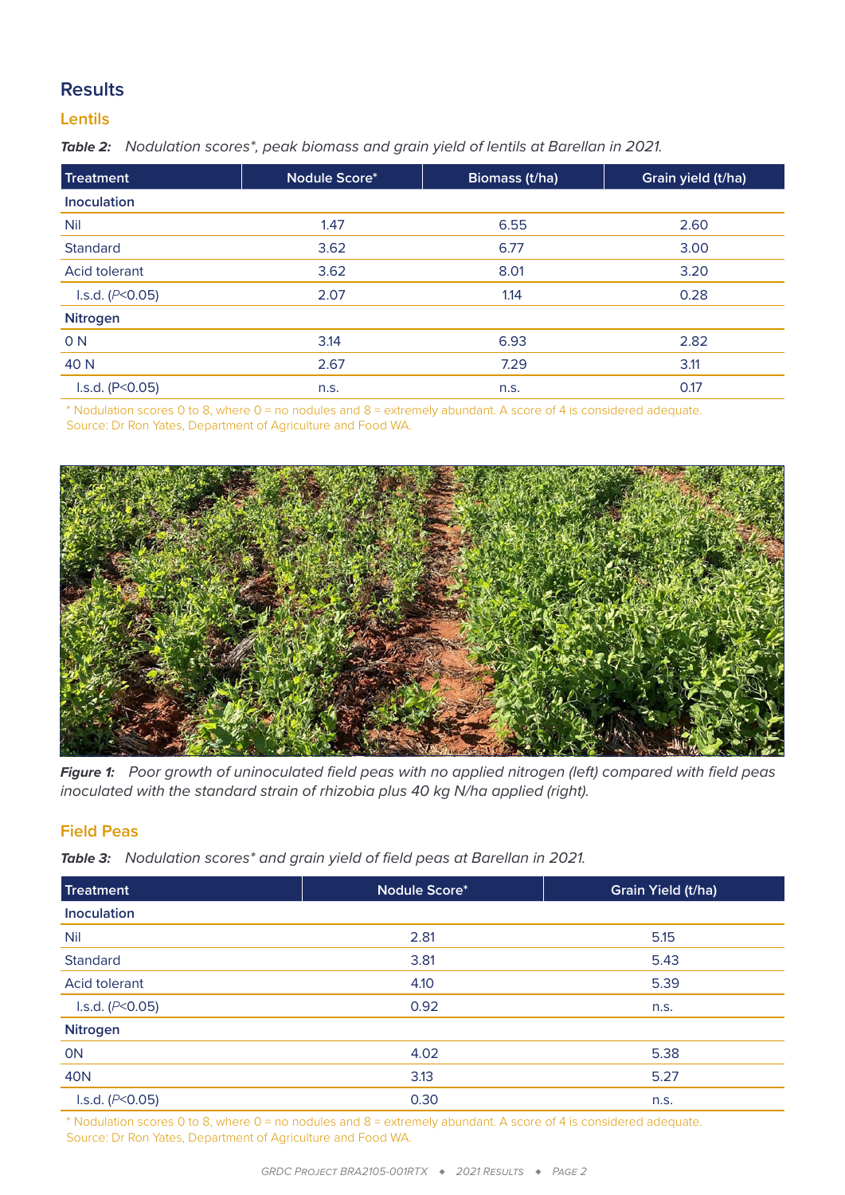## Results

### Lentils

***Table 2:*** *Nodulation scores\*, peak biomass and grain yield of lentils at Barellan in 2021.*

| Treatment | Nodule Score* | Biomass (t/ha) | Grain yield (t/ha) |
|---|---|---|---|
| **Inoculation** | | | |
| Nil | 1.47 | 6.55 | 2.60 |
| Standard | 3.62 | 6.77 | 3.00 |
| Acid tolerant | 3.62 | 8.01 | 3.20 |
| l.s.d. ($P<0.05$) | 2.07 | 1.14 | 0.28 |
| **Nitrogen** | | | |
| 0 N | 3.14 | 6.93 | 2.82 |
| 40 N | 2.67 | 7.29 | 3.11 |
| l.s.d. ($P<0.05$) | n.s. | n.s. | 0.17 |

\* Nodulation scores 0 to 8, where 0 = no nodules and 8 = extremely abundant. A score of 4 is considered adequate.
Source: Dr Ron Yates, Department of Agriculture and Food WA.

***Figure 1:*** *Poor growth of uninoculated field peas with no applied nitrogen (left) compared with field peas inoculated with the standard strain of rhizobia plus 40 kg N/ha applied (right).*

### Field Peas

***Table 3:*** *Nodulation scores\* and grain yield of field peas at Barellan in 2021.*

| Treatment | Nodule Score* | Grain Yield (t/ha) |
|---|---|---|
| **Inoculation** | | |
| Nil | 2.81 | 5.15 |
| Standard | 3.81 | 5.43 |
| Acid tolerant | 4.10 | 5.39 |
| l.s.d. ($P<0.05$) | 0.92 | n.s. |
| **Nitrogen** | | |
| 0N | 4.02 | 5.38 |
| 40N | 3.13 | 5.27 |
| l.s.d. ($P<0.05$) | 0.30 | n.s. |

\* Nodulation scores 0 to 8, where 0 = no nodules and 8 = extremely abundant. A score of 4 is considered adequate.
Source: Dr Ron Yates, Department of Agriculture and Food WA.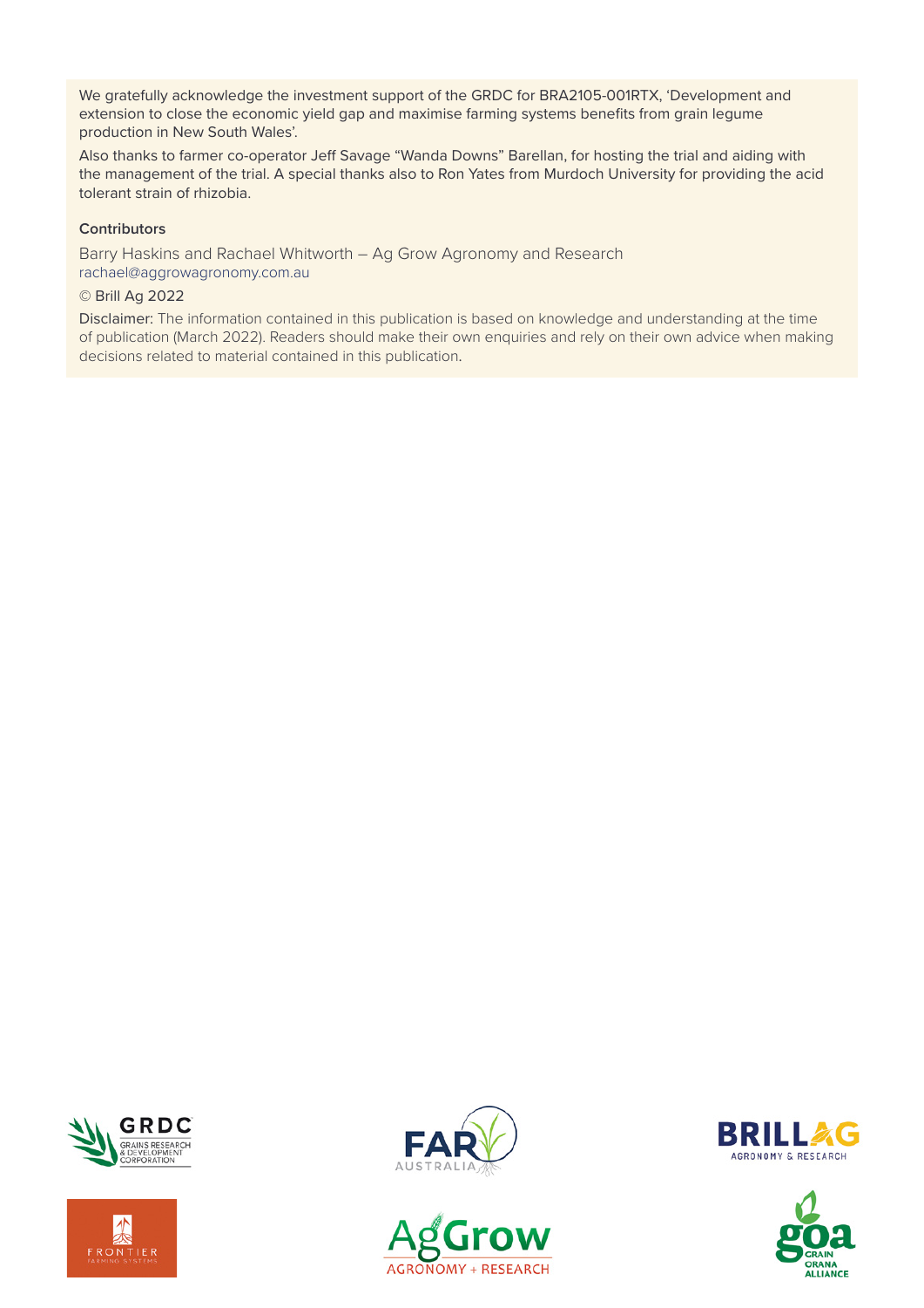We gratefully acknowledge the investment support of the GRDC for BRA2105-001RTX, 'Development and extension to close the economic yield gap and maximise farming systems benefits from grain legume production in New South Wales'.

Also thanks to farmer co-operator Jeff Savage "Wanda Downs" Barellan, for hosting the trial and aiding with the management of the trial. A special thanks also to Ron Yates from Murdoch University for providing the acid tolerant strain of rhizobia.

**Contributors**

Barry Haskins and Rachael Whitworth – Ag Grow Agronomy and Research
rachael@aggrowagronomy.com.au

© Brill Ag 2022

Disclaimer: The information contained in this publication is based on knowledge and understanding at the time of publication (March 2022). Readers should make their own enquiries and rely on their own advice when making decisions related to material contained in this publication.